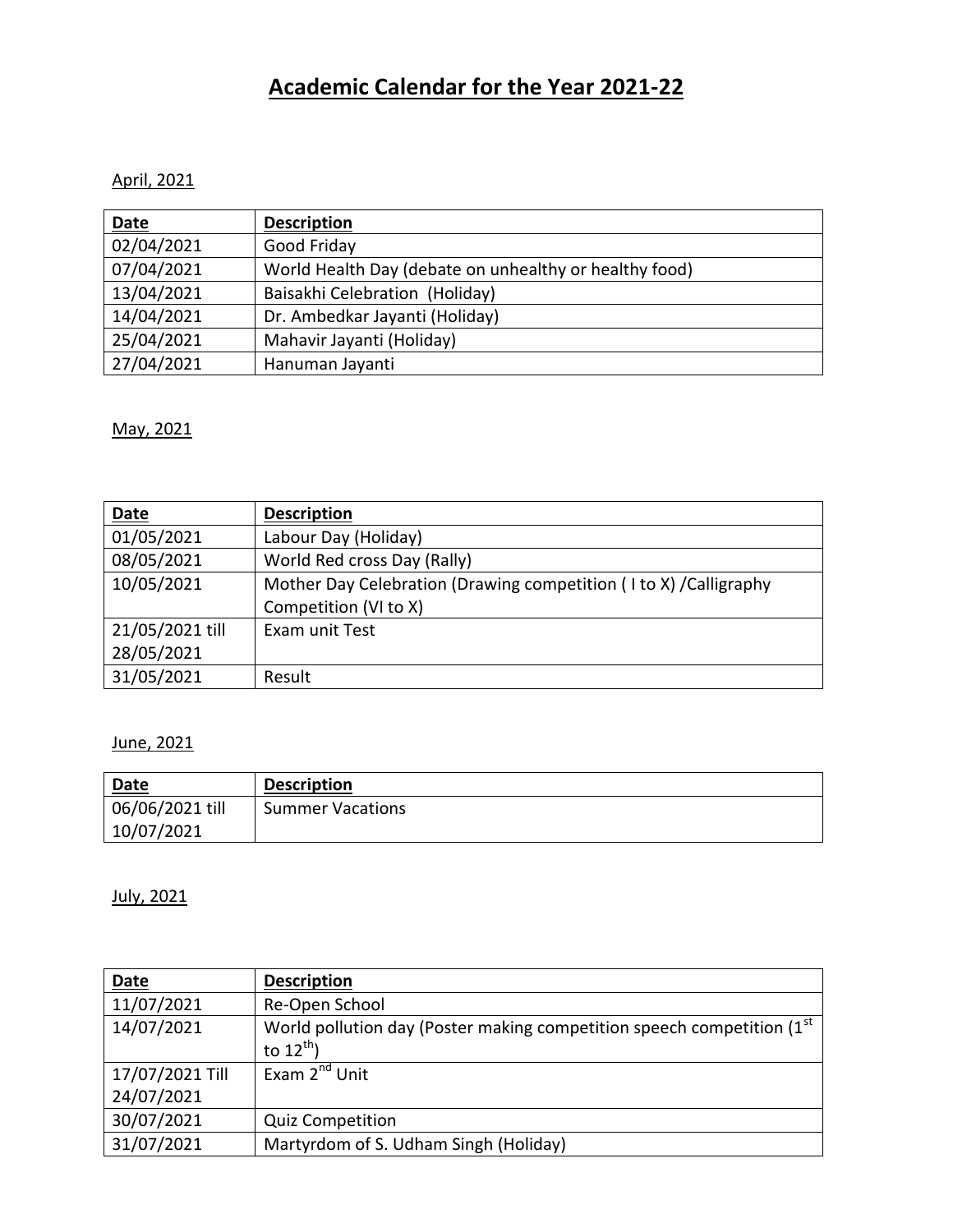# Academic Calendar for the Year 2021-22

April, 2021

| Date | Description |
| --- | --- |
| 02/04/2021 | Good Friday |
| 07/04/2021 | World Health Day (debate on unhealthy or healthy food) |
| 13/04/2021 | Baisakhi Celebration (Holiday) |
| 14/04/2021 | Dr. Ambedkar Jayanti (Holiday) |
| 25/04/2021 | Mahavir Jayanti (Holiday) |
| 27/04/2021 | Hanuman Jayanti |

May, 2021

| Date | Description |
| --- | --- |
| 01/05/2021 | Labour Day (Holiday) |
| 08/05/2021 | World Red cross Day (Rally) |
| 10/05/2021 | Mother Day Celebration (Drawing competition ( I to X) /Calligraphy Competition (VI to X) |
| 21/05/2021 till 28/05/2021 | Exam unit Test |
| 31/05/2021 | Result |

June, 2021

| Date | Description |
| --- | --- |
| 06/06/2021 till 10/07/2021 | Summer Vacations |

July, 2021

| Date | Description |
| --- | --- |
| 11/07/2021 | Re-Open School |
| 14/07/2021 | World pollution day (Poster making competition speech competition (1st to 12th) |
| 17/07/2021 Till 24/07/2021 | Exam 2nd Unit |
| 30/07/2021 | Quiz Competition |
| 31/07/2021 | Martyrdom of S. Udham Singh (Holiday) |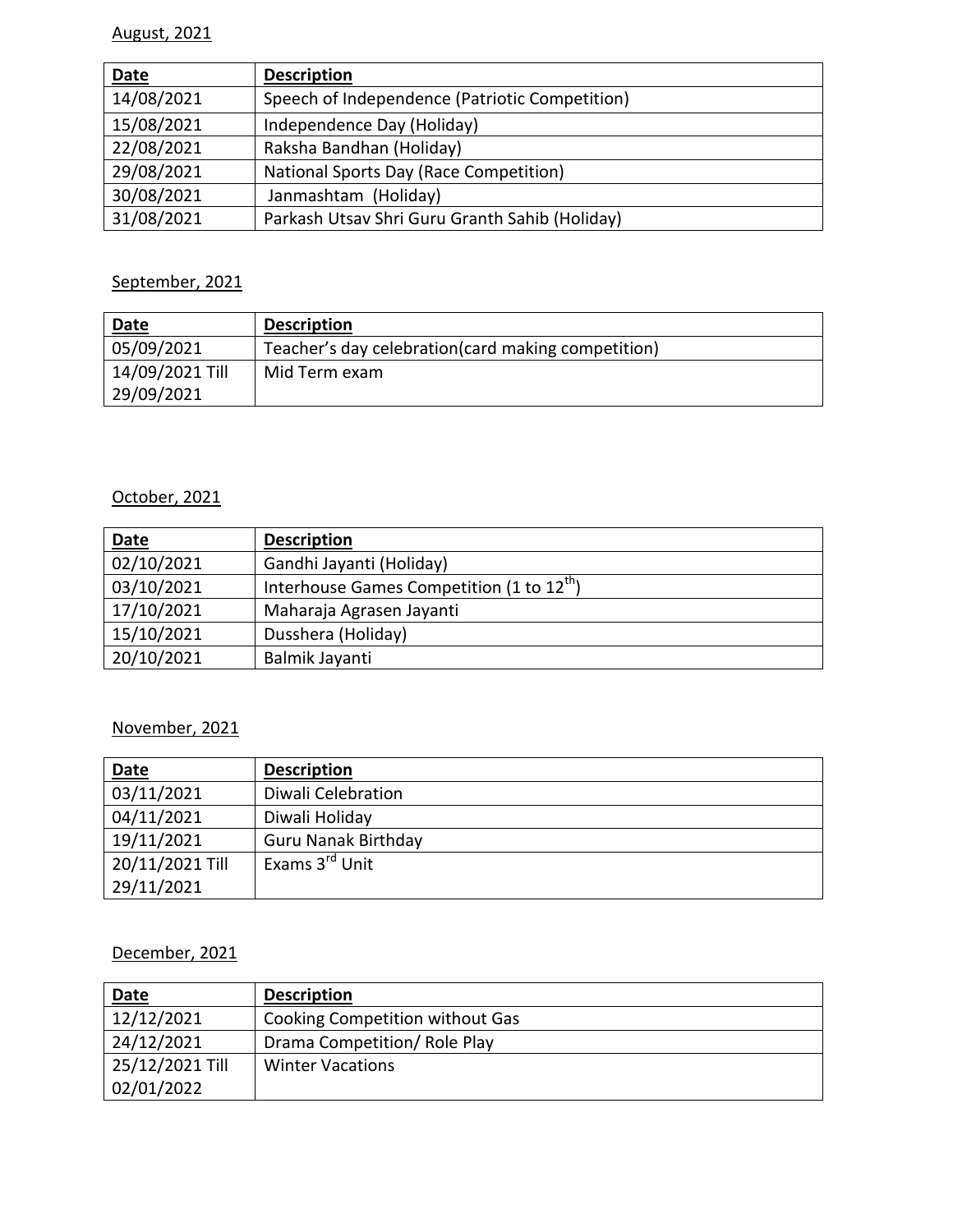August, 2021

| Date | Description |
|---|---|
| 14/08/2021 | Speech of Independence (Patriotic Competition) |
| 15/08/2021 | Independence Day (Holiday) |
| 22/08/2021 | Raksha Bandhan (Holiday) |
| 29/08/2021 | National Sports Day (Race Competition) |
| 30/08/2021 | Janmashtam (Holiday) |
| 31/08/2021 | Parkash Utsav Shri Guru Granth Sahib (Holiday) |

September, 2021

| Date | Description |
|---|---|
| 05/09/2021 | Teacher's day celebration(card making competition) |
| 14/09/2021 Till 29/09/2021 | Mid Term exam |

October, 2021

| Date | Description |
|---|---|
| 02/10/2021 | Gandhi Jayanti (Holiday) |
| 03/10/2021 | Interhouse Games Competition (1 to 12th) |
| 17/10/2021 | Maharaja Agrasen Jayanti |
| 15/10/2021 | Dusshera (Holiday) |
| 20/10/2021 | Balmik Jayanti |

November, 2021

| Date | Description |
|---|---|
| 03/11/2021 | Diwali Celebration |
| 04/11/2021 | Diwali Holiday |
| 19/11/2021 | Guru Nanak Birthday |
| 20/11/2021 Till 29/11/2021 | Exams 3rd Unit |

December, 2021

| Date | Description |
|---|---|
| 12/12/2021 | Cooking Competition without Gas |
| 24/12/2021 | Drama Competition/ Role Play |
| 25/12/2021 Till 02/01/2022 | Winter Vacations |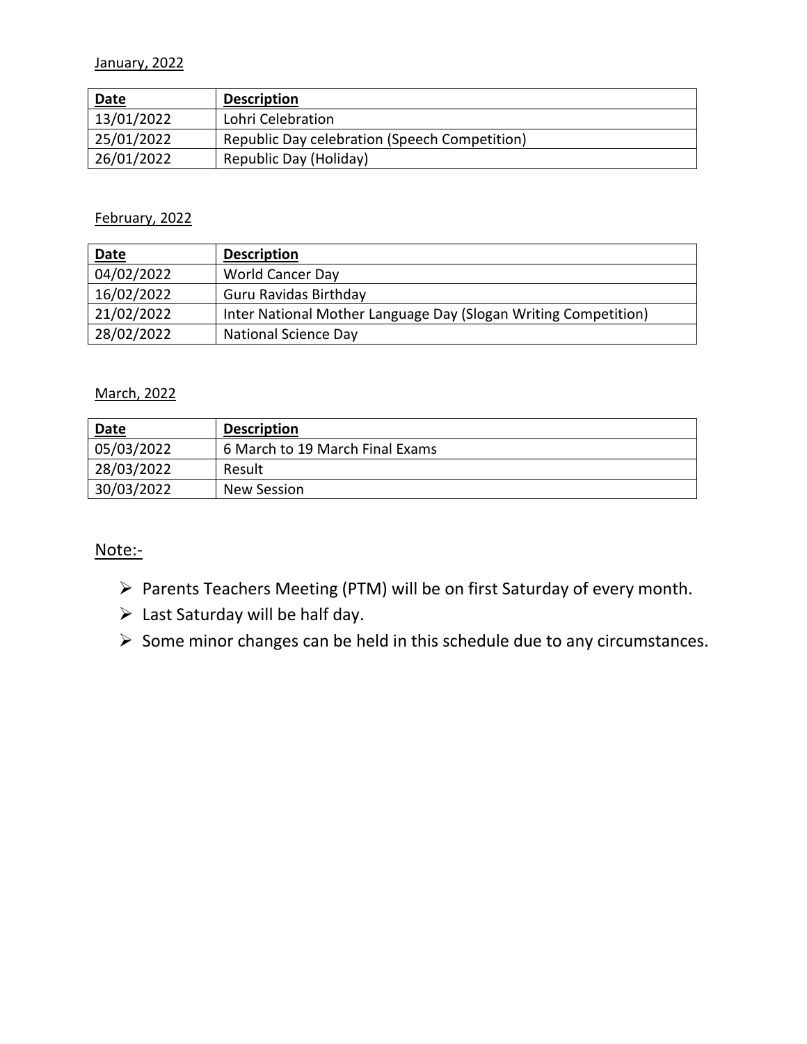January, 2022

| Date | Description |
|---|---|
| 13/01/2022 | Lohri Celebration |
| 25/01/2022 | Republic Day celebration (Speech Competition) |
| 26/01/2022 | Republic Day (Holiday) |

February, 2022

| Date | Description |
|---|---|
| 04/02/2022 | World Cancer Day |
| 16/02/2022 | Guru Ravidas Birthday |
| 21/02/2022 | Inter National Mother Language Day (Slogan Writing Competition) |
| 28/02/2022 | National Science Day |

March, 2022

| Date | Description |
|---|---|
| 05/03/2022 | 6 March to 19 March Final Exams |
| 28/03/2022 | Result |
| 30/03/2022 | New Session |

Note:-

- Parents Teachers Meeting (PTM) will be on first Saturday of every month.
- Last Saturday will be half day.
- Some minor changes can be held in this schedule due to any circumstances.